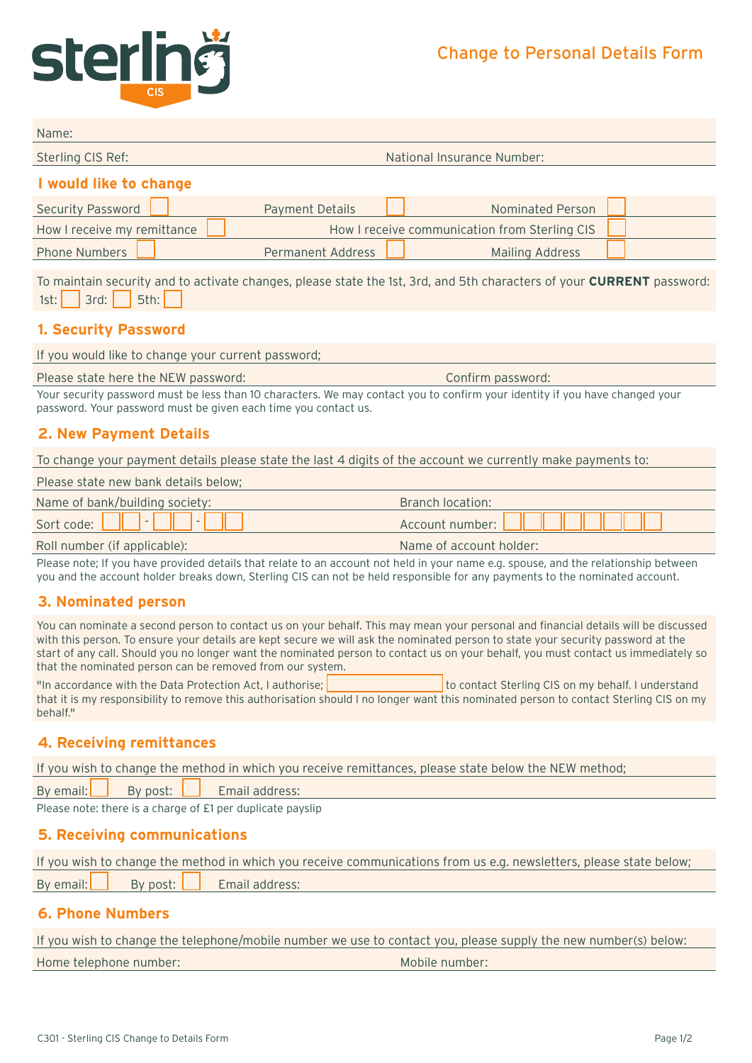sterling CIS

# Change to Personal Details Form

Name:

Sterling CIS Ref: National Insurance Number:

## I would like to change

| | | | | | |
|---|---|---|---|---|---|
| Security Password | ☐ | Payment Details | ☐ | Nominated Person | ☐ |
| How I receive my remittance | ☐ | How I receive communication from Sterling CIS | ☐ | | |
| Phone Numbers | ☐ | Permanent Address | ☐ | Mailing Address | ☐ |

To maintain security and to activate changes, please state the 1st, 3rd, and 5th characters of your **CURRENT** password:
1st: ☐ 3rd: ☐ 5th: ☐

## 1. Security Password

If you would like to change your current password;

Please state here the NEW password: Confirm password:

Your security password must be less than 10 characters. We may contact you to confirm your identity if you have changed your password. Your password must be given each time you contact us.

## 2. New Payment Details

To change your payment details please state the last 4 digits of the account we currently make payments to:

Please state new bank details below;

Name of bank/building society: Branch location:

Sort code: ☐☐ - ☐☐ - ☐☐ Account number: ☐☐☐☐☐☐☐☐

Roll number (if applicable): Name of account holder:

Please note; If you have provided details that relate to an account not held in your name e.g. spouse, and the relationship between you and the account holder breaks down, Sterling CIS can not be held responsible for any payments to the nominated account.

## 3. Nominated person

You can nominate a second person to contact us on your behalf. This may mean your personal and financial details will be discussed with this person. To ensure your details are kept secure we will ask the nominated person to state your security password at the start of any call. Should you no longer want the nominated person to contact us on your behalf, you must contact us immediately so that the nominated person can be removed from our system.

"In accordance with the Data Protection Act, I authorise; ____________ to contact Sterling CIS on my behalf. I understand that it is my responsibility to remove this authorisation should I no longer want this nominated person to contact Sterling CIS on my behalf."

## 4. Receiving remittances

If you wish to change the method in which you receive remittances, please state below the NEW method;

By email: ☐ By post: ☐ Email address:

Please note: there is a charge of £1 per duplicate payslip

## 5. Receiving communications

If you wish to change the method in which you receive communications from us e.g. newsletters, please state below;

By email: ☐ By post: ☐ Email address:

## 6. Phone Numbers

If you wish to change the telephone/mobile number we use to contact you, please supply the new number(s) below:

Home telephone number: Mobile number:

C301 - Sterling CIS Change to Details Form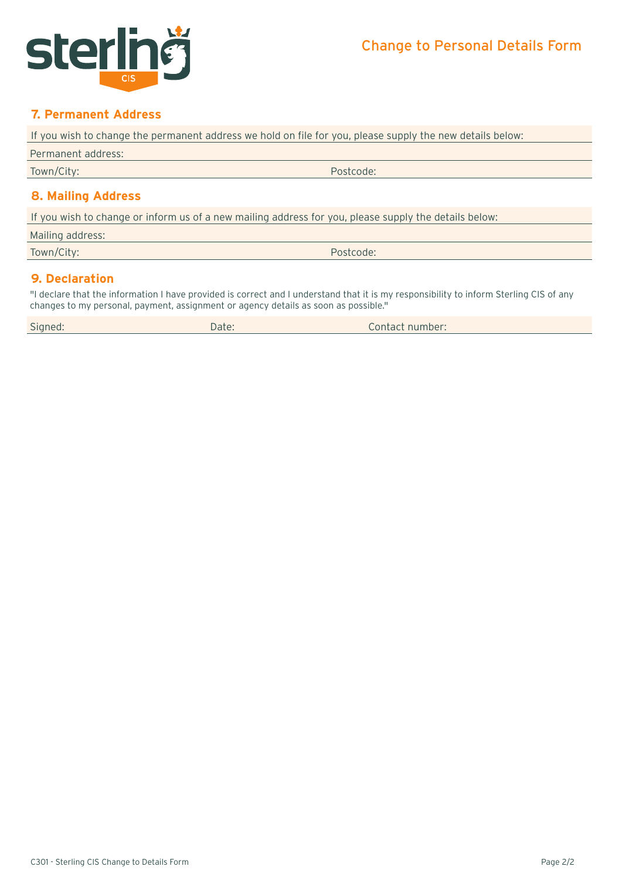## 7. Permanent Address

If you wish to change the permanent address we hold on file for you, please supply the new details below:

Permanent address:

Town/City: Postcode:

## 8. Mailing Address

If you wish to change or inform us of a new mailing address for you, please supply the details below:

Mailing address:

Town/City: Postcode:

## 9. Declaration

"I declare that the information I have provided is correct and I understand that it is my responsibility to inform Sterling CIS of any changes to my personal, payment, assignment or agency details as soon as possible."

Signed: Date: Contact number: